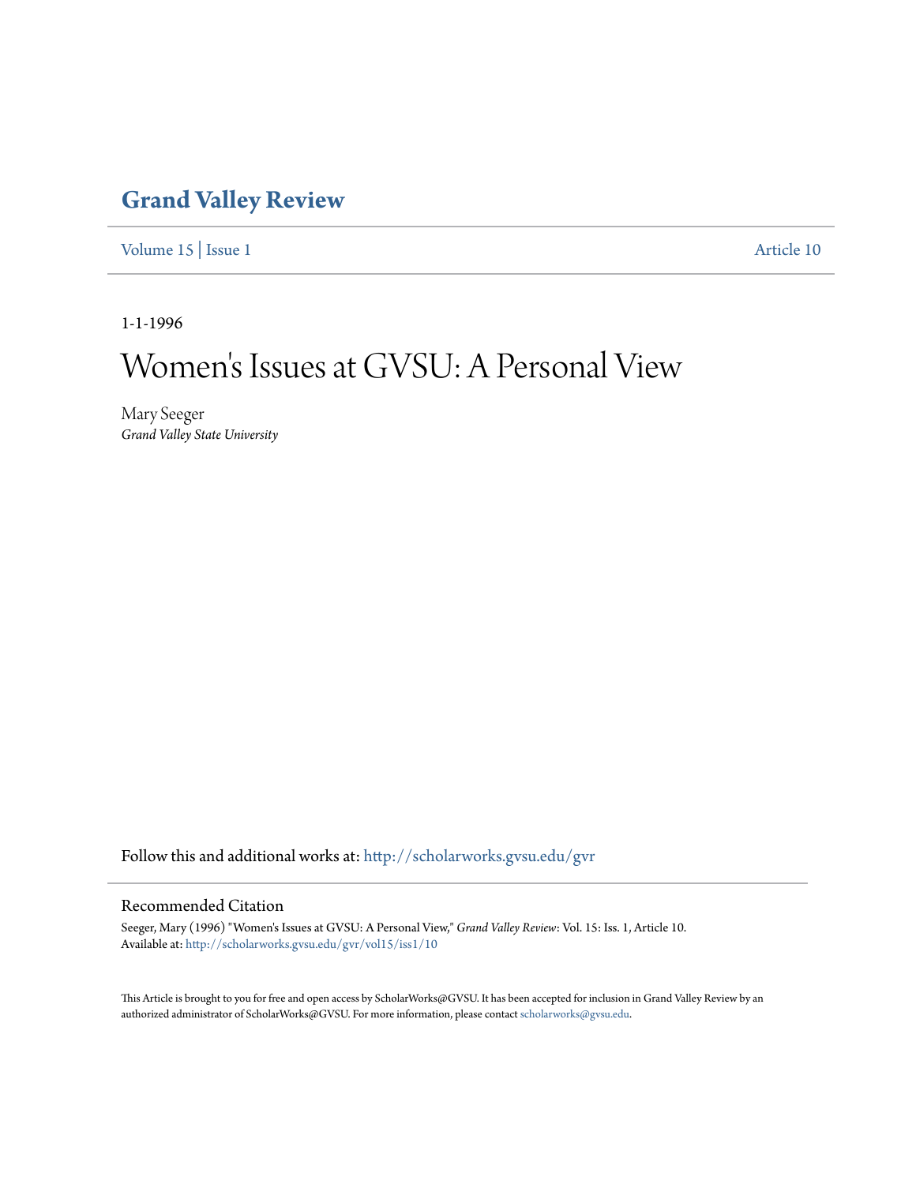# Grand Valley Review

Volume 15 | Issue 1 Article 10

1-1-1996

# Women's Issues at GVSU: A Personal View

Mary Seeger
*Grand Valley State University*

Follow this and additional works at: http://scholarworks.gvsu.edu/gvr

## Recommended Citation

Seeger, Mary (1996) "Women's Issues at GVSU: A Personal View," *Grand Valley Review*: Vol. 15: Iss. 1, Article 10.
Available at: http://scholarworks.gvsu.edu/gvr/vol15/iss1/10

This Article is brought to you for free and open access by ScholarWorks@GVSU. It has been accepted for inclusion in Grand Valley Review by an authorized administrator of ScholarWorks@GVSU. For more information, please contact scholarworks@gvsu.edu.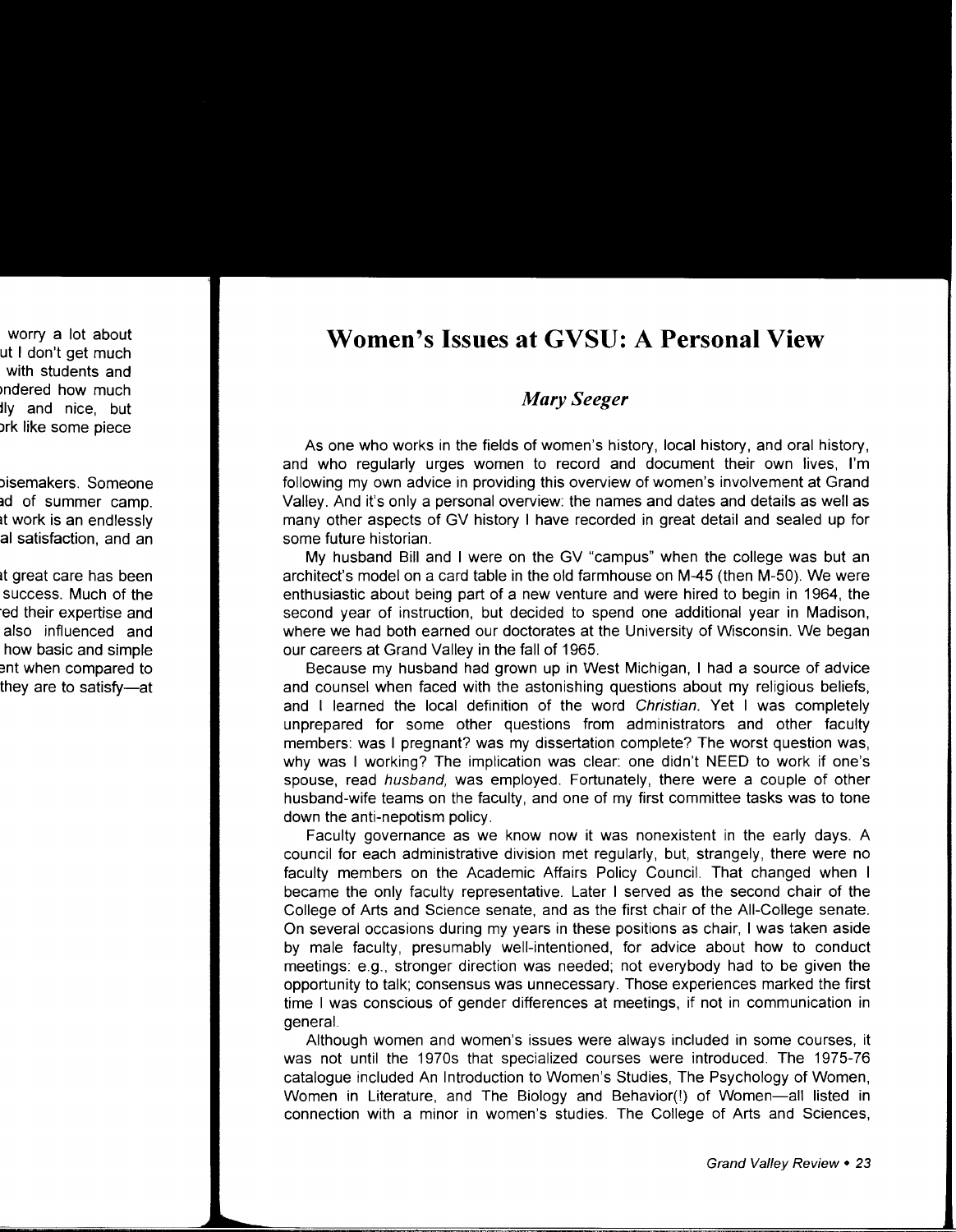# Women's Issues at GVSU: A Personal View

*Mary Seeger*

As one who works in the fields of women's history, local history, and oral history, and who regularly urges women to record and document their own lives, I'm following my own advice in providing this overview of women's involvement at Grand Valley. And it's only a personal overview: the names and dates and details as well as many other aspects of GV history I have recorded in great detail and sealed up for some future historian.

My husband Bill and I were on the GV "campus" when the college was but an architect's model on a card table in the old farmhouse on M-45 (then M-50). We were enthusiastic about being part of a new venture and were hired to begin in 1964, the second year of instruction, but decided to spend one additional year in Madison, where we had both earned our doctorates at the University of Wisconsin. We began our careers at Grand Valley in the fall of 1965.

Because my husband had grown up in West Michigan, I had a source of advice and counsel when faced with the astonishing questions about my religious beliefs, and I learned the local definition of the word *Christian*. Yet I was completely unprepared for some other questions from administrators and other faculty members: was I pregnant? was my dissertation complete? The worst question was, why was I working? The implication was clear: one didn't NEED to work if one's spouse, read *husband,* was employed. Fortunately, there were a couple of other husband-wife teams on the faculty, and one of my first committee tasks was to tone down the anti-nepotism policy.

Faculty governance as we know now it was nonexistent in the early days. A council for each administrative division met regularly, but, strangely, there were no faculty members on the Academic Affairs Policy Council. That changed when I became the only faculty representative. Later I served as the second chair of the College of Arts and Science senate, and as the first chair of the All-College senate. On several occasions during my years in these positions as chair, I was taken aside by male faculty, presumably well-intentioned, for advice about how to conduct meetings: e.g., stronger direction was needed; not everybody had to be given the opportunity to talk; consensus was unnecessary. Those experiences marked the first time I was conscious of gender differences at meetings, if not in communication in general.

Although women and women's issues were always included in some courses, it was not until the 1970s that specialized courses were introduced. The 1975-76 catalogue included An Introduction to Women's Studies, The Psychology of Women, Women in Literature, and The Biology and Behavior(!) of Women—all listed in connection with a minor in women's studies. The College of Arts and Sciences,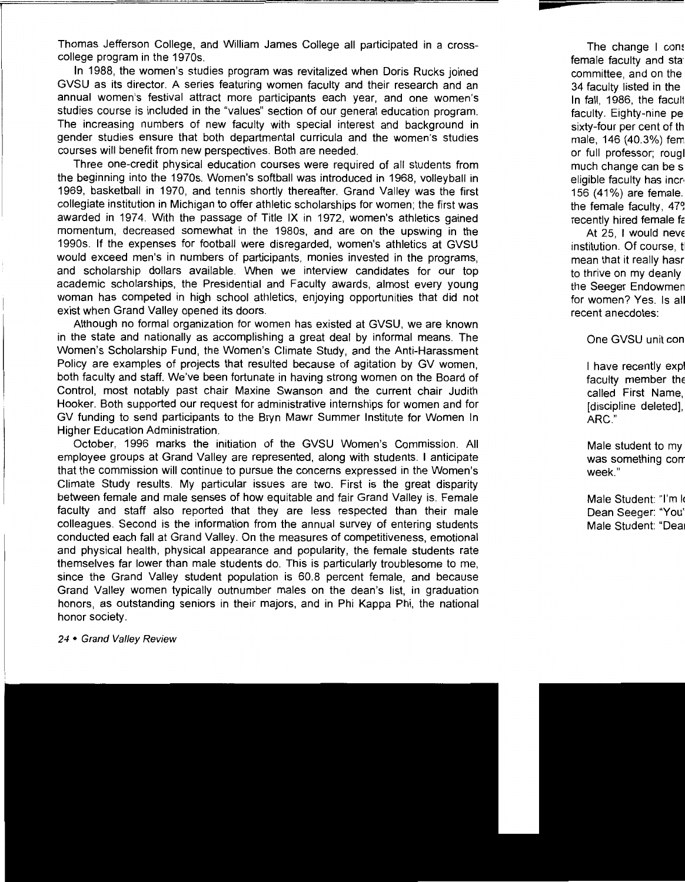Thomas Jefferson College, and William James College all participated in a cross-college program in the 1970s.

In 1988, the women's studies program was revitalized when Doris Rucks joined GVSU as its director. A series featuring women faculty and their research and an annual women's festival attract more participants each year, and one women's studies course is included in the "values" section of our general education program. The increasing numbers of new faculty with special interest and background in gender studies ensure that both departmental curricula and the women's studies courses will benefit from new perspectives. Both are needed.

Three one-credit physical education courses were required of all students from the beginning into the 1970s. Women's softball was introduced in 1968, volleyball in 1969, basketball in 1970, and tennis shortly thereafter. Grand Valley was the first collegiate institution in Michigan to offer athletic scholarships for women; the first was awarded in 1974. With the passage of Title IX in 1972, women's athletics gained momentum, decreased somewhat in the 1980s, and are on the upswing in the 1990s. If the expenses for football were disregarded, women's athletics at GVSU would exceed men's in numbers of participants, monies invested in the programs, and scholarship dollars available. When we interview candidates for our top academic scholarships, the Presidential and Faculty awards, almost every young woman has competed in high school athletics, enjoying opportunities that did not exist when Grand Valley opened its doors.

Although no formal organization for women has existed at GVSU, we are known in the state and nationally as accomplishing a great deal by informal means. The Women's Scholarship Fund, the Women's Climate Study, and the Anti-Harassment Policy are examples of projects that resulted because of agitation by GV women, both faculty and staff. We've been fortunate in having strong women on the Board of Control, most notably past chair Maxine Swanson and the current chair Judith Hooker. Both supported our request for administrative internships for women and for GV funding to send participants to the Bryn Mawr Summer Institute for Women In Higher Education Administration.

October, 1996 marks the initiation of the GVSU Women's Commission. All employee groups at Grand Valley are represented, along with students. I anticipate that the commission will continue to pursue the concerns expressed in the Women's Climate Study results. My particular issues are two. First is the great disparity between female and male senses of how equitable and fair Grand Valley is. Female faculty and staff also reported that they are less respected than their male colleagues. Second is the information from the annual survey of entering students conducted each fall at Grand Valley. On the measures of competitiveness, emotional and physical health, physical appearance and popularity, the female students rate themselves far lower than male students do. This is particularly troublesome to me, since the Grand Valley student population is 60.8 percent female, and because Grand Valley women typically outnumber males on the dean's list, in graduation honors, as outstanding seniors in their majors, and in Phi Kappa Phi, the national honor society.

The change I cons female faculty and sta committee, and on the 34 faculty listed in the In fall, 1986, the facult faculty. Eighty-nine pe sixty-four per cent of th male, 146 (40.3%) fem or full professor; rougl much change can be s eligible faculty has incr 156 (41%) are female. the female faculty, 47 recently hired female fa

At 25, I would neve institution. Of course, t mean that it really hasr to thrive on my deanly the Seeger Endowmen for women? Yes. Is all recent anecdotes:

One GVSU unit con

I have recently expl faculty member the called First Name, [discipline deleted], ARC."

Male student to my was something com week."

Male Student: "I'm lo
Dean Seeger: "You'
Male Student: "Dea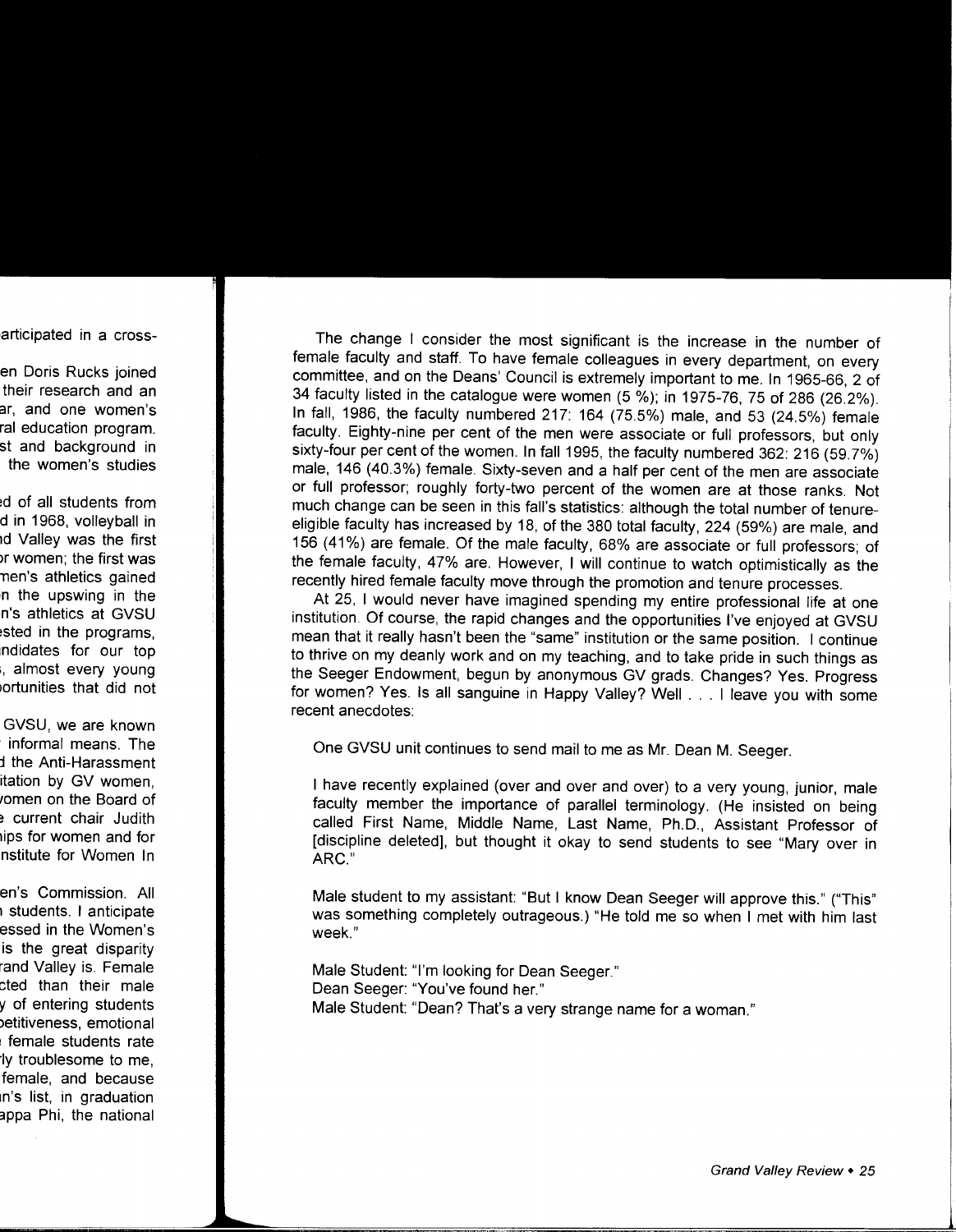The change I consider the most significant is the increase in the number of female faculty and staff. To have female colleagues in every department, on every committee, and on the Deans' Council is extremely important to me. In 1965-66, 2 of 34 faculty listed in the catalogue were women (5 %); in 1975-76, 75 of 286 (26.2%). In fall, 1986, the faculty numbered 217: 164 (75.5%) male, and 53 (24.5%) female faculty. Eighty-nine per cent of the men were associate or full professors, but only sixty-four per cent of the women. In fall 1995, the faculty numbered 362: 216 (59.7%) male, 146 (40.3%) female. Sixty-seven and a half per cent of the men are associate or full professor; roughly forty-two percent of the women are at those ranks. Not much change can be seen in this fall's statistics: although the total number of tenure-eligible faculty has increased by 18, of the 380 total faculty, 224 (59%) are male, and 156 (41%) are female. Of the male faculty, 68% are associate or full professors; of the female faculty, 47% are. However, I will continue to watch optimistically as the recently hired female faculty move through the promotion and tenure processes.

At 25, I would never have imagined spending my entire professional life at one institution. Of course, the rapid changes and the opportunities I've enjoyed at GVSU mean that it really hasn't been the "same" institution or the same position. I continue to thrive on my deanly work and on my teaching, and to take pride in such things as the Seeger Endowment, begun by anonymous GV grads. Changes? Yes. Progress for women? Yes. Is all sanguine in Happy Valley? Well . . . I leave you with some recent anecdotes:

One GVSU unit continues to send mail to me as Mr. Dean M. Seeger.

I have recently explained (over and over and over) to a very young, junior, male faculty member the importance of parallel terminology. (He insisted on being called First Name, Middle Name, Last Name, Ph.D., Assistant Professor of [discipline deleted], but thought it okay to send students to see "Mary over in ARC."

Male student to my assistant: "But I know Dean Seeger will approve this." ("This" was something completely outrageous.) "He told me so when I met with him last week."

Male Student: "I'm looking for Dean Seeger."
Dean Seeger: "You've found her."
Male Student: "Dean? That's a very strange name for a woman."